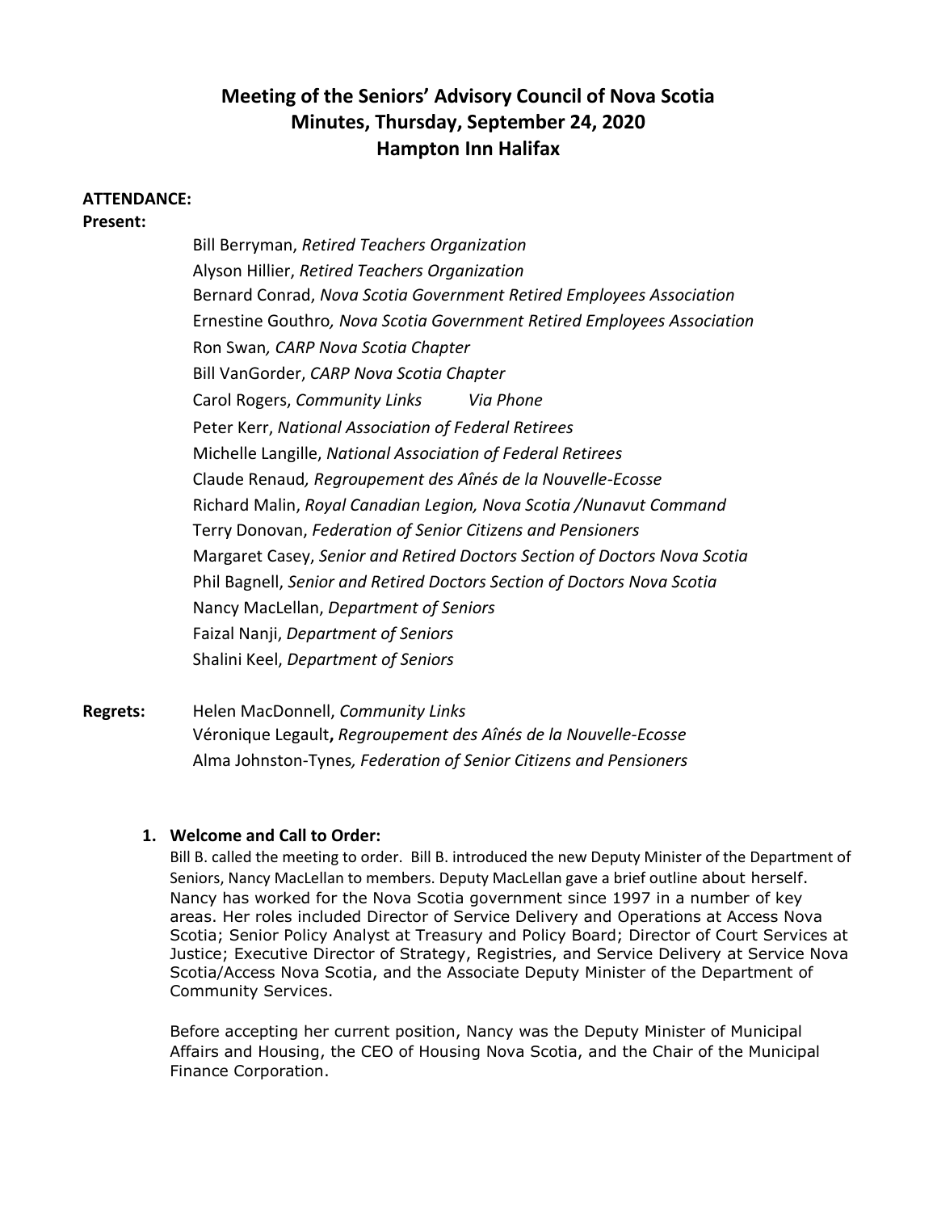# Meeting of the Seniors' Advisory Council of Nova Scotia
## Minutes, Thursday, September 24, 2020
## Hampton Inn Halifax

**ATTENDANCE:**

**Present:**

Bill Berryman, *Retired Teachers Organization*
Alyson Hillier, *Retired Teachers Organization*
Bernard Conrad, *Nova Scotia Government Retired Employees Association*
Ernestine Gouthro, *Nova Scotia Government Retired Employees Association*
Ron Swan, *CARP Nova Scotia Chapter*
Bill VanGorder, *CARP Nova Scotia Chapter*
Carol Rogers, *Community Links* *Via Phone*
Peter Kerr, *National Association of Federal Retirees*
Michelle Langille, *National Association of Federal Retirees*
Claude Renaud, *Regroupement des Aînés de la Nouvelle-Ecosse*
Richard Malin, *Royal Canadian Legion, Nova Scotia /Nunavut Command*
Terry Donovan, *Federation of Senior Citizens and Pensioners*
Margaret Casey, *Senior and Retired Doctors Section of Doctors Nova Scotia*
Phil Bagnell, *Senior and Retired Doctors Section of Doctors Nova Scotia*
Nancy MacLellan, *Department of Seniors*
Faizal Nanji, *Department of Seniors*
Shalini Keel, *Department of Seniors*

**Regrets:**

Helen MacDonnell, *Community Links*
Véronique Legault**,** *Regroupement des Aînés de la Nouvelle-Ecosse*
Alma Johnston-Tynes, *Federation of Senior Citizens and Pensioners*

1. **Welcome and Call to Order:**

Bill B. called the meeting to order. Bill B. introduced the new Deputy Minister of the Department of Seniors, Nancy MacLellan to members. Deputy MacLellan gave a brief outline about herself. Nancy has worked for the Nova Scotia government since 1997 in a number of key areas. Her roles included Director of Service Delivery and Operations at Access Nova Scotia; Senior Policy Analyst at Treasury and Policy Board; Director of Court Services at Justice; Executive Director of Strategy, Registries, and Service Delivery at Service Nova Scotia/Access Nova Scotia, and the Associate Deputy Minister of the Department of Community Services.

Before accepting her current position, Nancy was the Deputy Minister of Municipal Affairs and Housing, the CEO of Housing Nova Scotia, and the Chair of the Municipal Finance Corporation.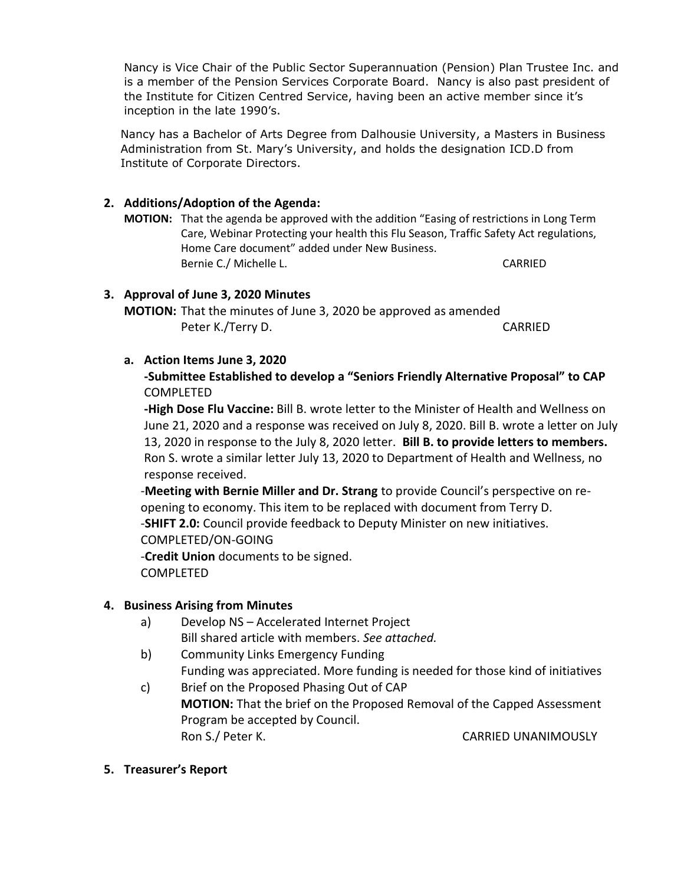Nancy is Vice Chair of the Public Sector Superannuation (Pension) Plan Trustee Inc. and is a member of the Pension Services Corporate Board. Nancy is also past president of the Institute for Citizen Centred Service, having been an active member since it's inception in the late 1990's.

Nancy has a Bachelor of Arts Degree from Dalhousie University, a Masters in Business Administration from St. Mary's University, and holds the designation ICD.D from Institute of Corporate Directors.

2. **Additions/Adoption of the Agenda:**

   **MOTION:** That the agenda be approved with the addition "Easing of restrictions in Long Term Care, Webinar Protecting your health this Flu Season, Traffic Safety Act regulations, Home Care document" added under New Business.
   Bernie C./ Michelle L. CARRIED

3. **Approval of June 3, 2020 Minutes**

   **MOTION:** That the minutes of June 3, 2020 be approved as amended
   Peter K./Terry D. CARRIED

   a. **Action Items June 3, 2020**

      **-Submittee Established to develop a "Seniors Friendly Alternative Proposal" to CAP**
      COMPLETED

      **-High Dose Flu Vaccine:** Bill B. wrote letter to the Minister of Health and Wellness on June 21, 2020 and a response was received on July 8, 2020. Bill B. wrote a letter on July 13, 2020 in response to the July 8, 2020 letter. **Bill B. to provide letters to members.** Ron S. wrote a similar letter July 13, 2020 to Department of Health and Wellness, no response received.

      -**Meeting with Bernie Miller and Dr. Strang** to provide Council's perspective on re-opening to economy. This item to be replaced with document from Terry D.

      -**SHIFT 2.0:** Council provide feedback to Deputy Minister on new initiatives.
      COMPLETED/ON-GOING

      -**Credit Union** documents to be signed.
      COMPLETED

4. **Business Arising from Minutes**

   a) Develop NS – Accelerated Internet Project
      Bill shared article with members. *See attached.*

   b) Community Links Emergency Funding
      Funding was appreciated. More funding is needed for those kind of initiatives

   c) Brief on the Proposed Phasing Out of CAP
      **MOTION:** That the brief on the Proposed Removal of the Capped Assessment Program be accepted by Council.
      Ron S./ Peter K. CARRIED UNANIMOUSLY

5. **Treasurer's Report**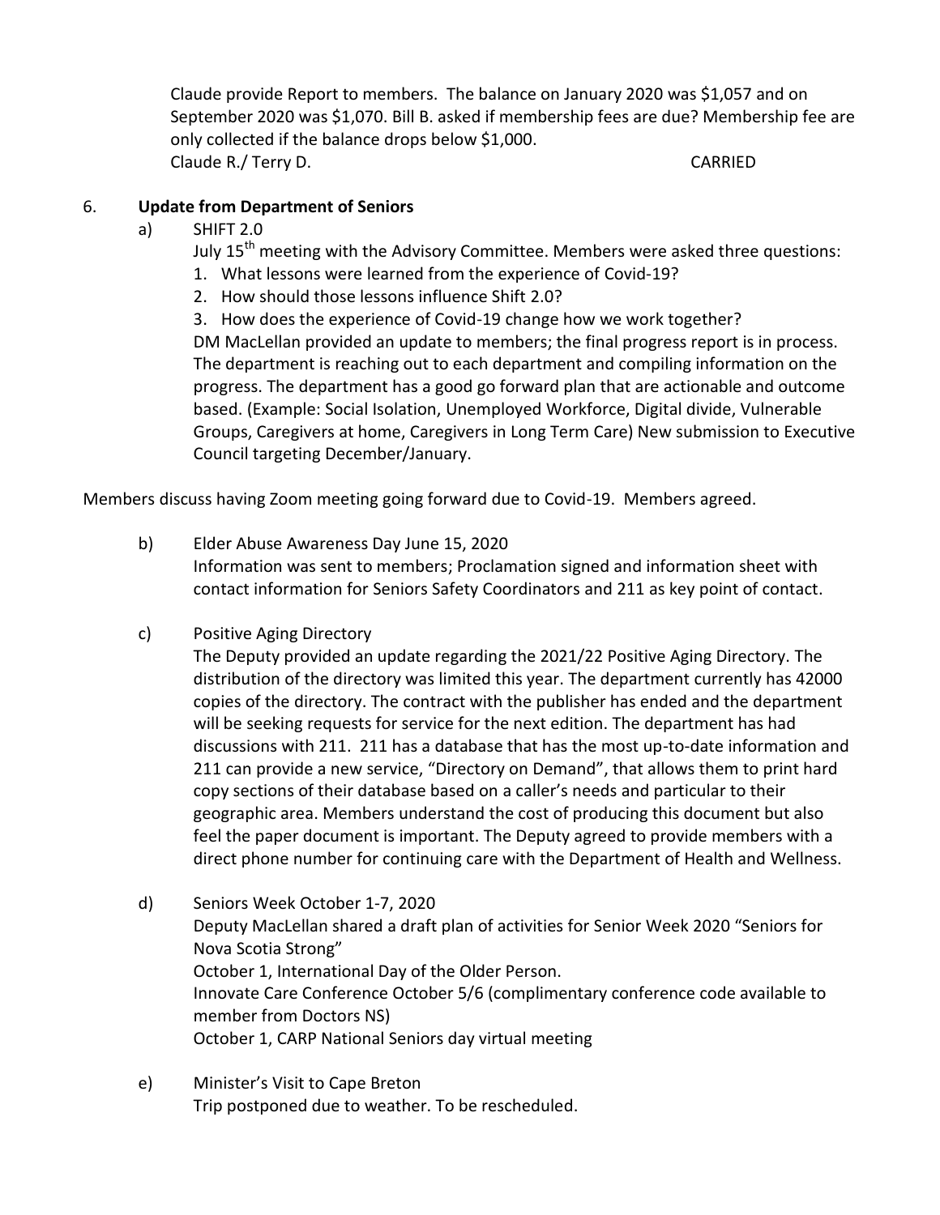Claude provide Report to members. The balance on January 2020 was $1,057 and on September 2020 was $1,070. Bill B. asked if membership fees are due? Membership fee are only collected if the balance drops below $1,000.
Claude R./ Terry D. CARRIED

6. **Update from Department of Seniors**

a) SHIFT 2.0

July 15th meeting with the Advisory Committee. Members were asked three questions:

1. What lessons were learned from the experience of Covid-19?
2. How should those lessons influence Shift 2.0?
3. How does the experience of Covid-19 change how we work together?

DM MacLellan provided an update to members; the final progress report is in process. The department is reaching out to each department and compiling information on the progress. The department has a good go forward plan that are actionable and outcome based. (Example: Social Isolation, Unemployed Workforce, Digital divide, Vulnerable Groups, Caregivers at home, Caregivers in Long Term Care) New submission to Executive Council targeting December/January.

Members discuss having Zoom meeting going forward due to Covid-19. Members agreed.

b) Elder Abuse Awareness Day June 15, 2020

Information was sent to members; Proclamation signed and information sheet with contact information for Seniors Safety Coordinators and 211 as key point of contact.

c) Positive Aging Directory

The Deputy provided an update regarding the 2021/22 Positive Aging Directory. The distribution of the directory was limited this year. The department currently has 42000 copies of the directory. The contract with the publisher has ended and the department will be seeking requests for service for the next edition. The department has had discussions with 211. 211 has a database that has the most up-to-date information and 211 can provide a new service, "Directory on Demand", that allows them to print hard copy sections of their database based on a caller's needs and particular to their geographic area. Members understand the cost of producing this document but also feel the paper document is important. The Deputy agreed to provide members with a direct phone number for continuing care with the Department of Health and Wellness.

d) Seniors Week October 1-7, 2020

Deputy MacLellan shared a draft plan of activities for Senior Week 2020 "Seniors for Nova Scotia Strong"
October 1, International Day of the Older Person.
Innovate Care Conference October 5/6 (complimentary conference code available to member from Doctors NS)
October 1, CARP National Seniors day virtual meeting

e) Minister's Visit to Cape Breton

Trip postponed due to weather. To be rescheduled.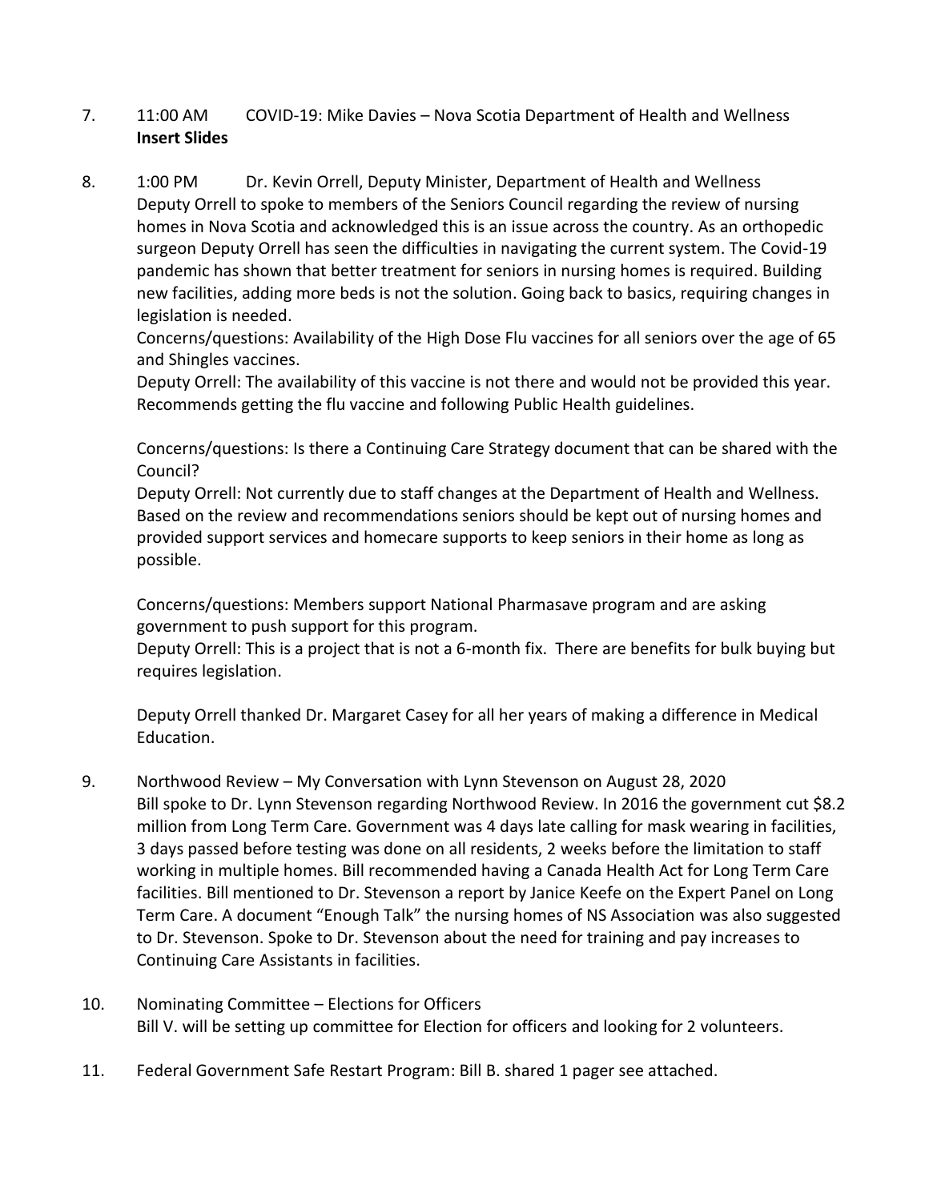7. 11:00 AM COVID-19: Mike Davies – Nova Scotia Department of Health and Wellness
   **Insert Slides**

8. 1:00 PM Dr. Kevin Orrell, Deputy Minister, Department of Health and Wellness
   Deputy Orrell to spoke to members of the Seniors Council regarding the review of nursing homes in Nova Scotia and acknowledged this is an issue across the country. As an orthopedic surgeon Deputy Orrell has seen the difficulties in navigating the current system. The Covid-19 pandemic has shown that better treatment for seniors in nursing homes is required. Building new facilities, adding more beds is not the solution. Going back to basics, requiring changes in legislation is needed.
   Concerns/questions: Availability of the High Dose Flu vaccines for all seniors over the age of 65 and Shingles vaccines.
   Deputy Orrell: The availability of this vaccine is not there and would not be provided this year. Recommends getting the flu vaccine and following Public Health guidelines.

   Concerns/questions: Is there a Continuing Care Strategy document that can be shared with the Council?
   Deputy Orrell: Not currently due to staff changes at the Department of Health and Wellness. Based on the review and recommendations seniors should be kept out of nursing homes and provided support services and homecare supports to keep seniors in their home as long as possible.

   Concerns/questions: Members support National Pharmasave program and are asking government to push support for this program.
   Deputy Orrell: This is a project that is not a 6-month fix. There are benefits for bulk buying but requires legislation.

   Deputy Orrell thanked Dr. Margaret Casey for all her years of making a difference in Medical Education.

9. Northwood Review – My Conversation with Lynn Stevenson on August 28, 2020
   Bill spoke to Dr. Lynn Stevenson regarding Northwood Review. In 2016 the government cut $8.2 million from Long Term Care. Government was 4 days late calling for mask wearing in facilities, 3 days passed before testing was done on all residents, 2 weeks before the limitation to staff working in multiple homes. Bill recommended having a Canada Health Act for Long Term Care facilities. Bill mentioned to Dr. Stevenson a report by Janice Keefe on the Expert Panel on Long Term Care. A document "Enough Talk" the nursing homes of NS Association was also suggested to Dr. Stevenson. Spoke to Dr. Stevenson about the need for training and pay increases to Continuing Care Assistants in facilities.

10. Nominating Committee – Elections for Officers
    Bill V. will be setting up committee for Election for officers and looking for 2 volunteers.

11. Federal Government Safe Restart Program: Bill B. shared 1 pager see attached.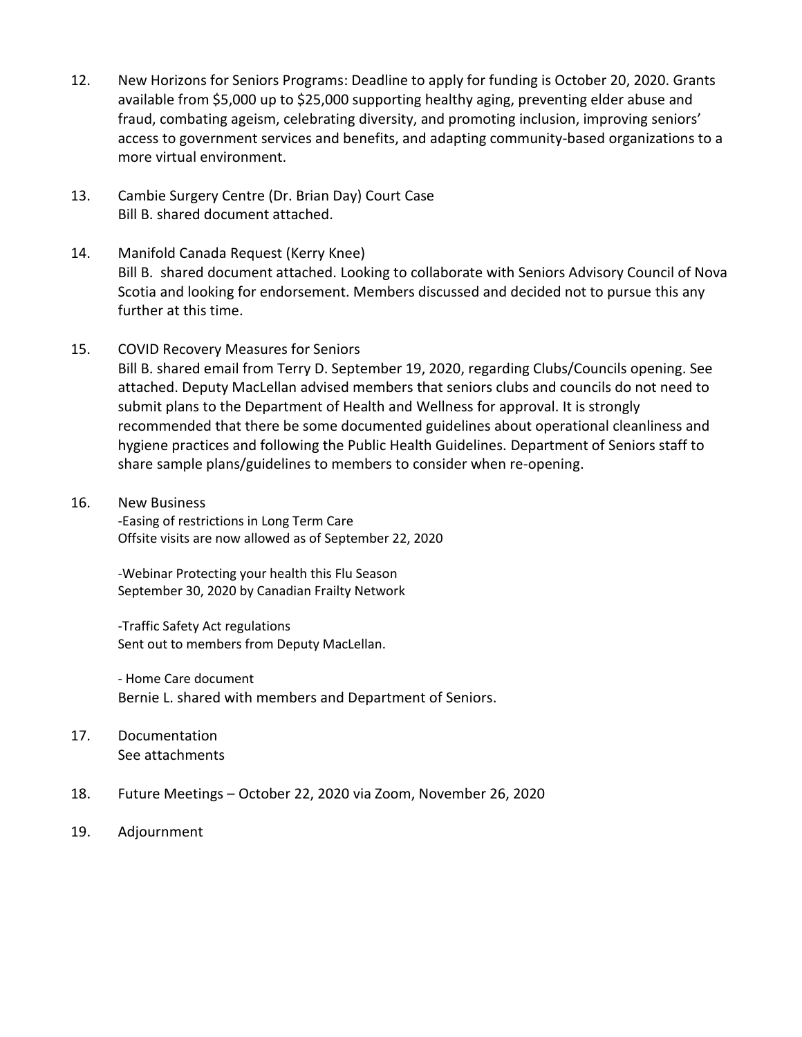12. New Horizons for Seniors Programs: Deadline to apply for funding is October 20, 2020. Grants available from $5,000 up to $25,000 supporting healthy aging, preventing elder abuse and fraud, combating ageism, celebrating diversity, and promoting inclusion, improving seniors' access to government services and benefits, and adapting community-based organizations to a more virtual environment.

13. Cambie Surgery Centre (Dr. Brian Day) Court Case
    Bill B. shared document attached.

14. Manifold Canada Request (Kerry Knee)
    Bill B. shared document attached. Looking to collaborate with Seniors Advisory Council of Nova Scotia and looking for endorsement. Members discussed and decided not to pursue this any further at this time.

15. COVID Recovery Measures for Seniors
    Bill B. shared email from Terry D. September 19, 2020, regarding Clubs/Councils opening. See attached. Deputy MacLellan advised members that seniors clubs and councils do not need to submit plans to the Department of Health and Wellness for approval. It is strongly recommended that there be some documented guidelines about operational cleanliness and hygiene practices and following the Public Health Guidelines. Department of Seniors staff to share sample plans/guidelines to members to consider when re-opening.

16. New Business
    -Easing of restrictions in Long Term Care
    Offsite visits are now allowed as of September 22, 2020

    -Webinar Protecting your health this Flu Season
    September 30, 2020 by Canadian Frailty Network

    -Traffic Safety Act regulations
    Sent out to members from Deputy MacLellan.

    - Home Care document
    Bernie L. shared with members and Department of Seniors.

17. Documentation
    See attachments

18. Future Meetings – October 22, 2020 via Zoom, November 26, 2020

19. Adjournment